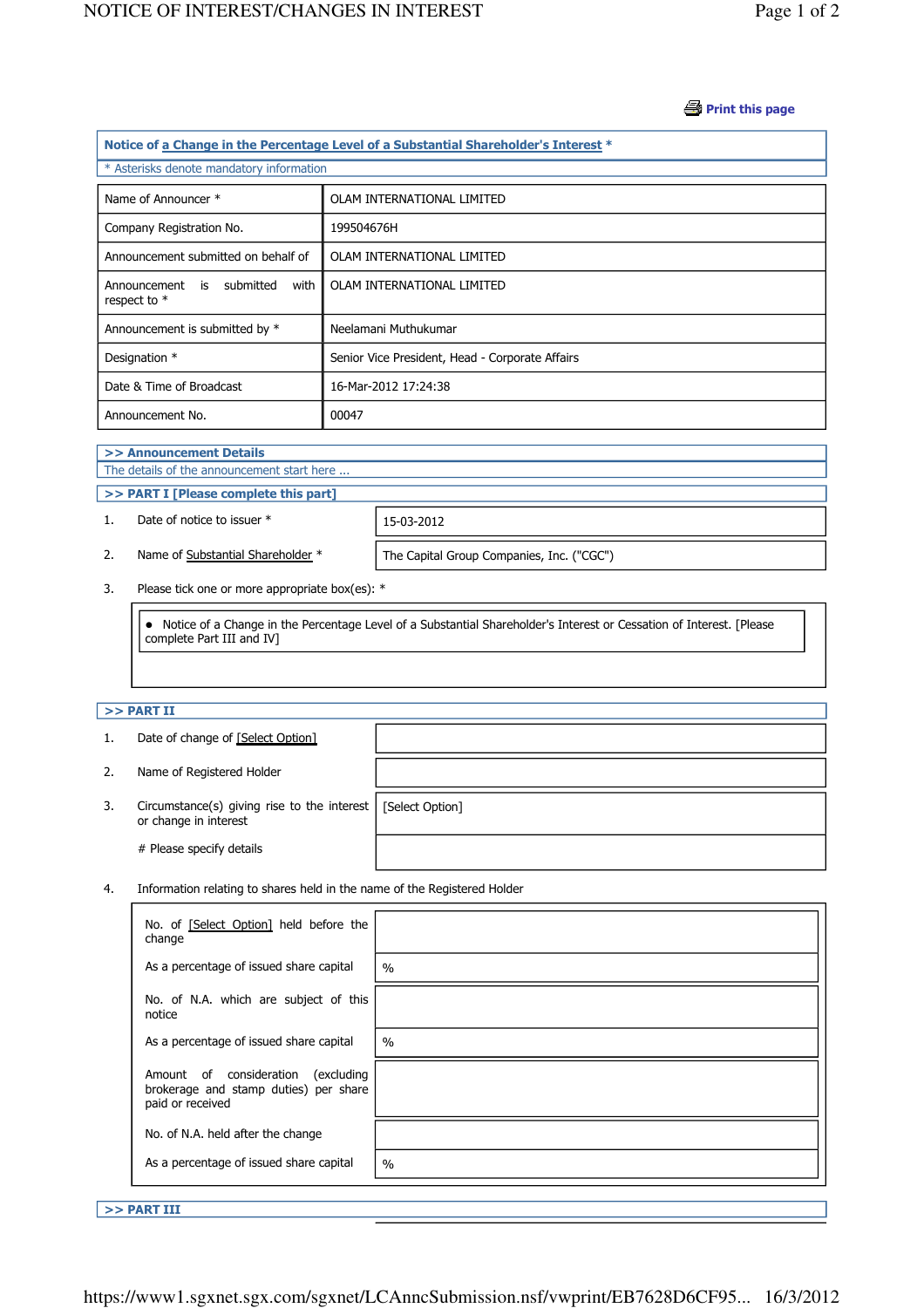Print this page

## Notice of a Change in the Percentage Level of a Substantial Shareholder's Interest *

* Asterisks denote mandatory information

| | |
|---|---|
| Name of Announcer * | OLAM INTERNATIONAL LIMITED |
| Company Registration No. | 199504676H |
| Announcement submitted on behalf of | OLAM INTERNATIONAL LIMITED |
| Announcement is submitted with respect to * | OLAM INTERNATIONAL LIMITED |
| Announcement is submitted by * | Neelamani Muthukumar |
| Designation * | Senior Vice President, Head - Corporate Affairs |
| Date & Time of Broadcast | 16-Mar-2012 17:24:38 |
| Announcement No. | 00047 |

### >> Announcement Details

The details of the announcement start here ...

### >> PART I [Please complete this part]

| | | |
|---|---|---|
| 1. | Date of notice to issuer * | 15-03-2012 |
| 2. | Name of Substantial Shareholder * | The Capital Group Companies, Inc. ("CGC") |

3. Please tick one or more appropriate box(es): *

- Notice of a Change in the Percentage Level of a Substantial Shareholder's Interest or Cessation of Interest. [Please complete Part III and IV]

### >> PART II

| | | |
|---|---|---|
| 1. | Date of change of [Select Option] | |
| 2. | Name of Registered Holder | |
| 3. | Circumstance(s) giving rise to the interest or change in interest | [Select Option] |
| | # Please specify details | |

4. Information relating to shares held in the name of the Registered Holder

| | |
|---|---|
| No. of [Select Option] held before the change | |
| As a percentage of issued share capital | % |
| No. of N.A. which are subject of this notice | |
| As a percentage of issued share capital | % |
| Amount of consideration (excluding brokerage and stamp duties) per share paid or received | |
| No. of N.A. held after the change | |
| As a percentage of issued share capital | % |

### >> PART III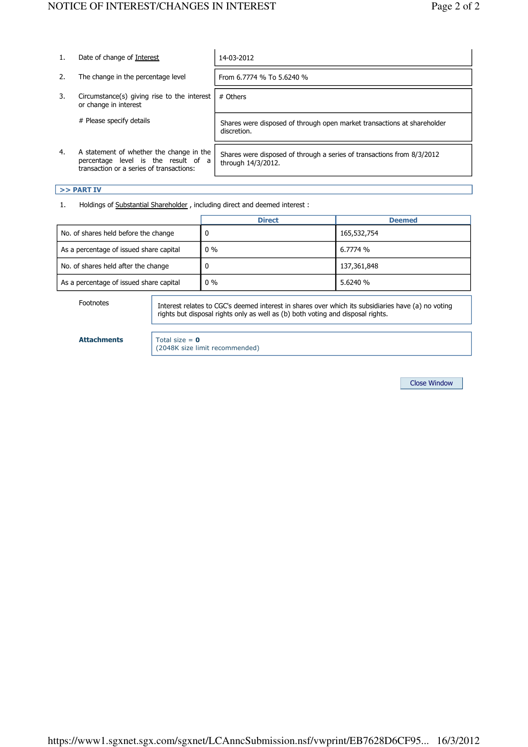| | | |
|---|---|---|
| 1. | Date of change of Interest | 14-03-2012 |
| 2. | The change in the percentage level | From 6.7774 % To 5.6240 % |
| 3. | Circumstance(s) giving rise to the interest or change in interest | # Others |
| | # Please specify details | Shares were disposed of through open market transactions at shareholder discretion. |
| 4. | A statement of whether the change in the percentage level is the result of a transaction or a series of transactions: | Shares were disposed of through a series of transactions from 8/3/2012 through 14/3/2012. |

## >> PART IV

1. Holdings of Substantial Shareholder , including direct and deemed interest :

| | Direct | Deemed |
|---|---|---|
| No. of shares held before the change | 0 | 165,532,754 |
| As a percentage of issued share capital | 0 % | 6.7774 % |
| No. of shares held after the change | 0 | 137,361,848 |
| As a percentage of issued share capital | 0 % | 5.6240 % |

| | |
|---|---|
| Footnotes | Interest relates to CGC's deemed interest in shares over which its subsidiaries have (a) no voting rights but disposal rights only as well as (b) both voting and disposal rights. |
| **Attachments** | Total size = **0**<br>(2048K size limit recommended) |

Close Window